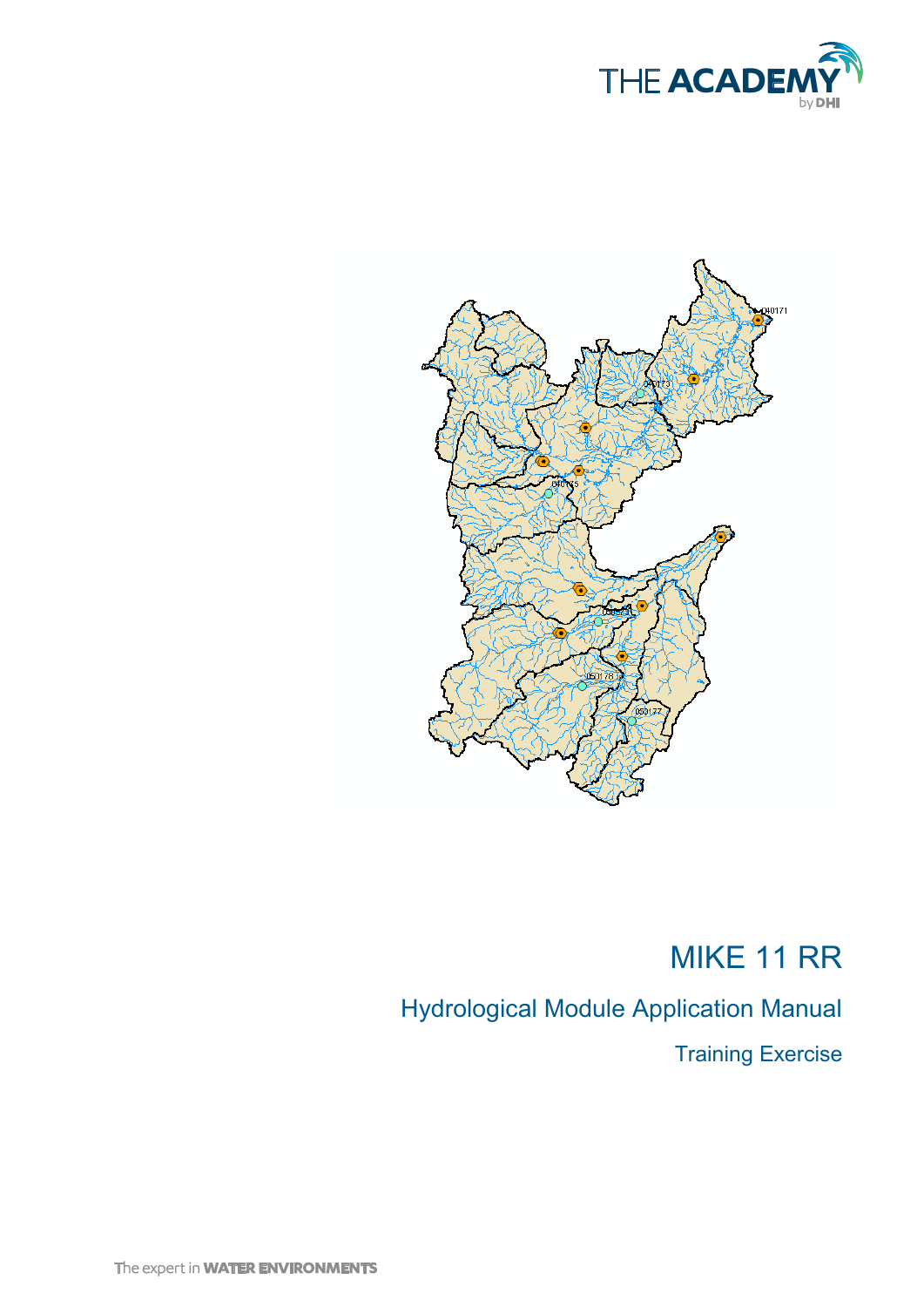THE ACADEMY by DHI

# MIKE 11 RR

## Hydrological Module Application Manual

### Training Exercise

The expert in WATER ENVIRONMENTS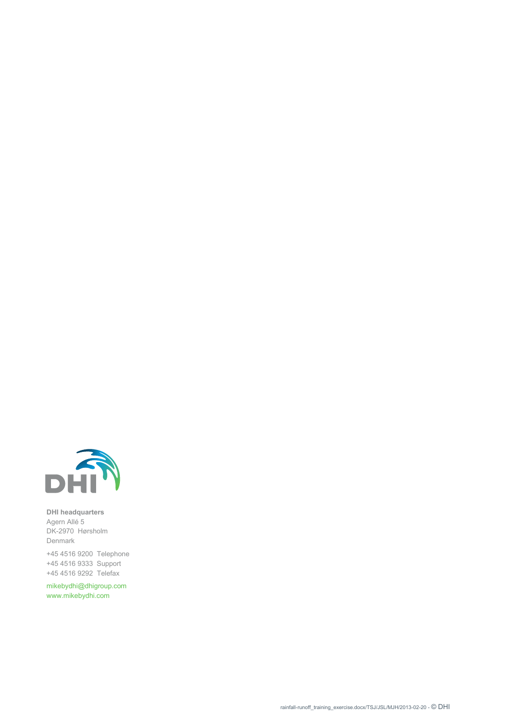**DHI headquarters**
Agern Allé 5
DK-2970 Hørsholm
Denmark

+45 4516 9200 Telephone
+45 4516 9333 Support
+45 4516 9292 Telefax

mikebydhi@dhigroup.com
www.mikebydhi.com

rainfall-runoff_training_exercise.docx/TSJ/JSL/MJH/2013-02-20 - © DHI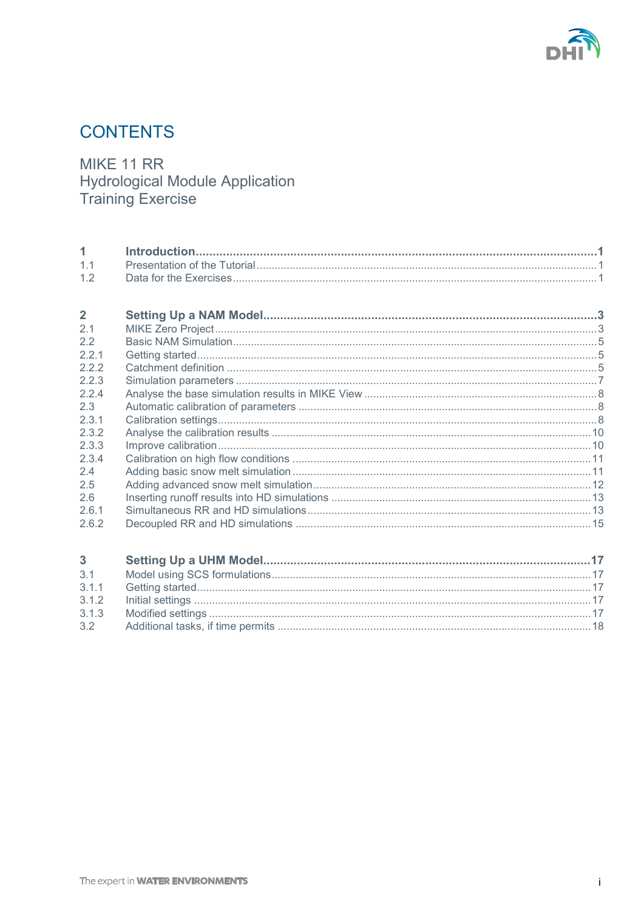# CONTENTS

## MIKE 11 RR
## Hydrological Module Application
## Training Exercise

| | | |
|---|---|---|
| **1** | **Introduction** | **1** |
| 1.1 | Presentation of the Tutorial | 1 |
| 1.2 | Data for the Exercises | 1 |
| | | |
| **2** | **Setting Up a NAM Model** | **3** |
| 2.1 | MIKE Zero Project | 3 |
| 2.2 | Basic NAM Simulation | 5 |
| 2.2.1 | Getting started | 5 |
| 2.2.2 | Catchment definition | 5 |
| 2.2.3 | Simulation parameters | 7 |
| 2.2.4 | Analyse the base simulation results in MIKE View | 8 |
| 2.3 | Automatic calibration of parameters | 8 |
| 2.3.1 | Calibration settings | 8 |
| 2.3.2 | Analyse the calibration results | 10 |
| 2.3.3 | Improve calibration | 10 |
| 2.3.4 | Calibration on high flow conditions | 11 |
| 2.4 | Adding basic snow melt simulation | 11 |
| 2.5 | Adding advanced snow melt simulation | 12 |
| 2.6 | Inserting runoff results into HD simulations | 13 |
| 2.6.1 | Simultaneous RR and HD simulations | 13 |
| 2.6.2 | Decoupled RR and HD simulations | 15 |
| | | |
| **3** | **Setting Up a UHM Model** | **17** |
| 3.1 | Model using SCS formulations | 17 |
| 3.1.1 | Getting started | 17 |
| 3.1.2 | Initial settings | 17 |
| 3.1.3 | Modified settings | 17 |
| 3.2 | Additional tasks, if time permits | 18 |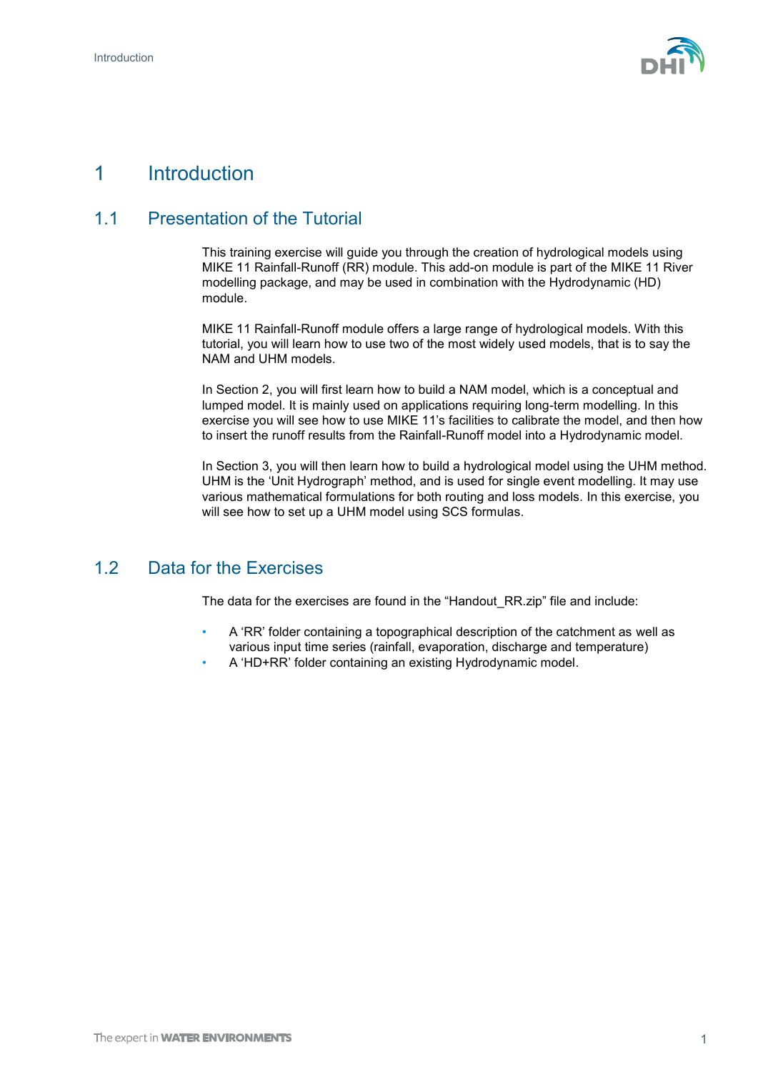# 1 Introduction

## 1.1 Presentation of the Tutorial

This training exercise will guide you through the creation of hydrological models using MIKE 11 Rainfall-Runoff (RR) module. This add-on module is part of the MIKE 11 River modelling package, and may be used in combination with the Hydrodynamic (HD) module.

MIKE 11 Rainfall-Runoff module offers a large range of hydrological models. With this tutorial, you will learn how to use two of the most widely used models, that is to say the NAM and UHM models.

In Section 2, you will first learn how to build a NAM model, which is a conceptual and lumped model. It is mainly used on applications requiring long-term modelling. In this exercise you will see how to use MIKE 11's facilities to calibrate the model, and then how to insert the runoff results from the Rainfall-Runoff model into a Hydrodynamic model.

In Section 3, you will then learn how to build a hydrological model using the UHM method. UHM is the 'Unit Hydrograph' method, and is used for single event modelling. It may use various mathematical formulations for both routing and loss models. In this exercise, you will see how to set up a UHM model using SCS formulas.

## 1.2 Data for the Exercises

The data for the exercises are found in the "Handout_RR.zip" file and include:

- A 'RR' folder containing a topographical description of the catchment as well as various input time series (rainfall, evaporation, discharge and temperature)
- A 'HD+RR' folder containing an existing Hydrodynamic model.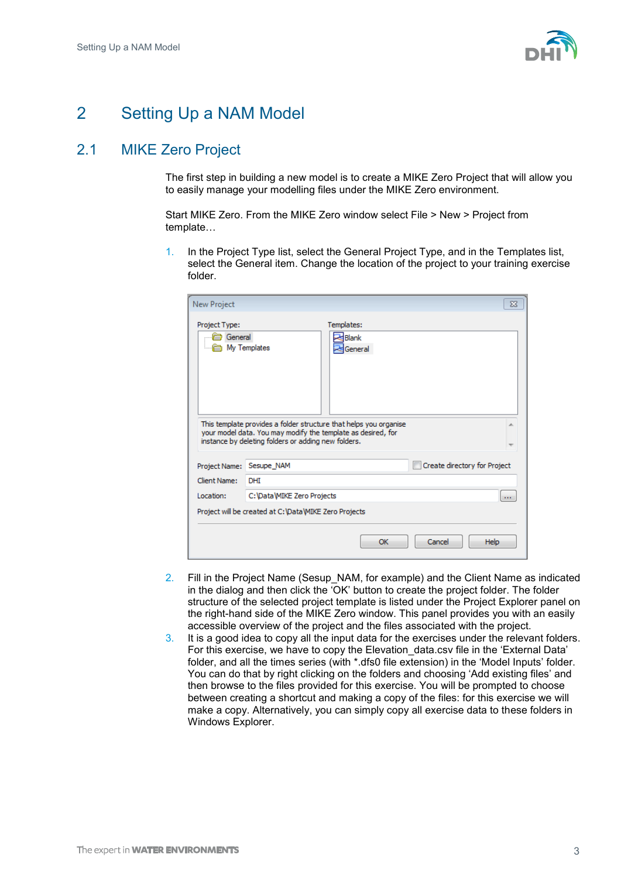# 2 Setting Up a NAM Model

## 2.1 MIKE Zero Project

The first step in building a new model is to create a MIKE Zero Project that will allow you to easily manage your modelling files under the MIKE Zero environment.

Start MIKE Zero. From the MIKE Zero window select File > New > Project from template…

1. In the Project Type list, select the General Project Type, and in the Templates list, select the General item. Change the location of the project to your training exercise folder.

2. Fill in the Project Name (Sesup_NAM, for example) and the Client Name as indicated in the dialog and then click the 'OK' button to create the project folder. The folder structure of the selected project template is listed under the Project Explorer panel on the right-hand side of the MIKE Zero window. This panel provides you with an easily accessible overview of the project and the files associated with the project.
3. It is a good idea to copy all the input data for the exercises under the relevant folders. For this exercise, we have to copy the Elevation_data.csv file in the 'External Data' folder, and all the times series (with *.dfs0 file extension) in the 'Model Inputs' folder. You can do that by right clicking on the folders and choosing 'Add existing files' and then browse to the files provided for this exercise. You will be prompted to choose between creating a shortcut and making a copy of the files: for this exercise we will make a copy. Alternatively, you can simply copy all exercise data to these folders in Windows Explorer.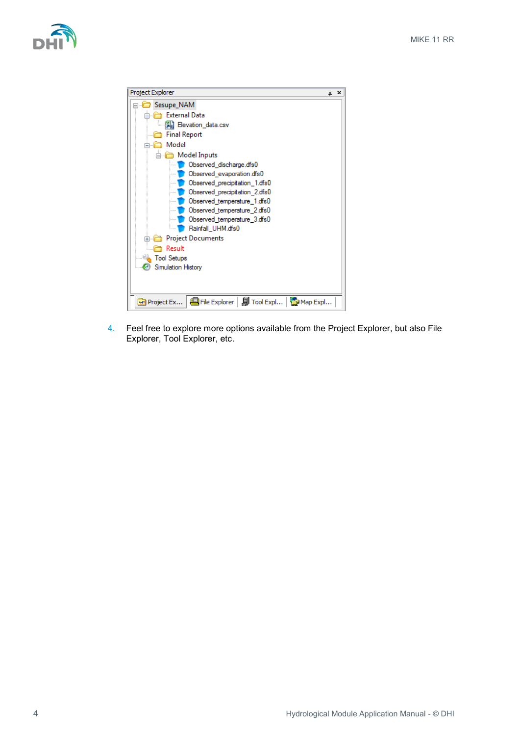4. Feel free to explore more options available from the Project Explorer, but also File Explorer, Tool Explorer, etc.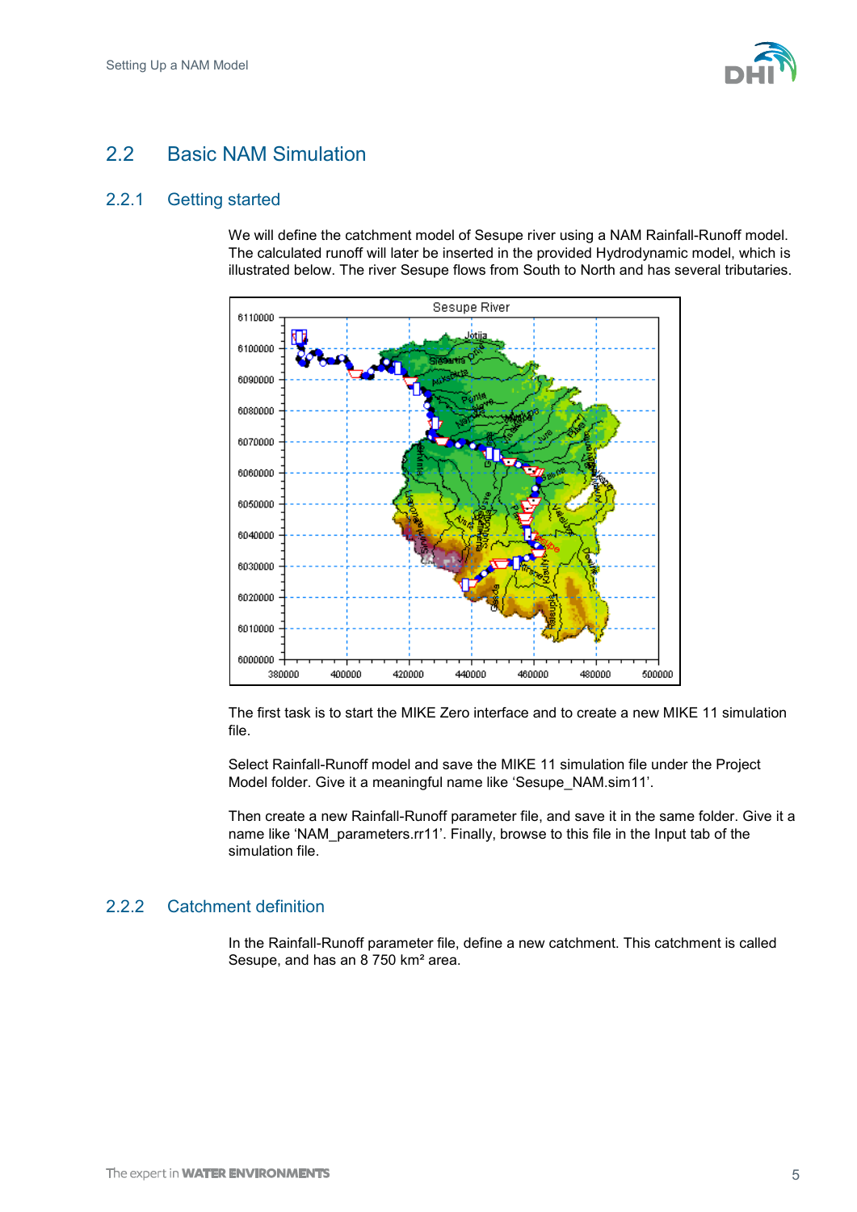## 2.2 Basic NAM Simulation

### 2.2.1 Getting started

We will define the catchment model of Sesupe river using a NAM Rainfall-Runoff model. The calculated runoff will later be inserted in the provided Hydrodynamic model, which is illustrated below. The river Sesupe flows from South to North and has several tributaries.

The first task is to start the MIKE Zero interface and to create a new MIKE 11 simulation file.

Select Rainfall-Runoff model and save the MIKE 11 simulation file under the Project Model folder. Give it a meaningful name like 'Sesupe_NAM.sim11'.

Then create a new Rainfall-Runoff parameter file, and save it in the same folder. Give it a name like 'NAM_parameters.rr11'. Finally, browse to this file in the Input tab of the simulation file.

### 2.2.2 Catchment definition

In the Rainfall-Runoff parameter file, define a new catchment. This catchment is called Sesupe, and has an 8 750 km² area.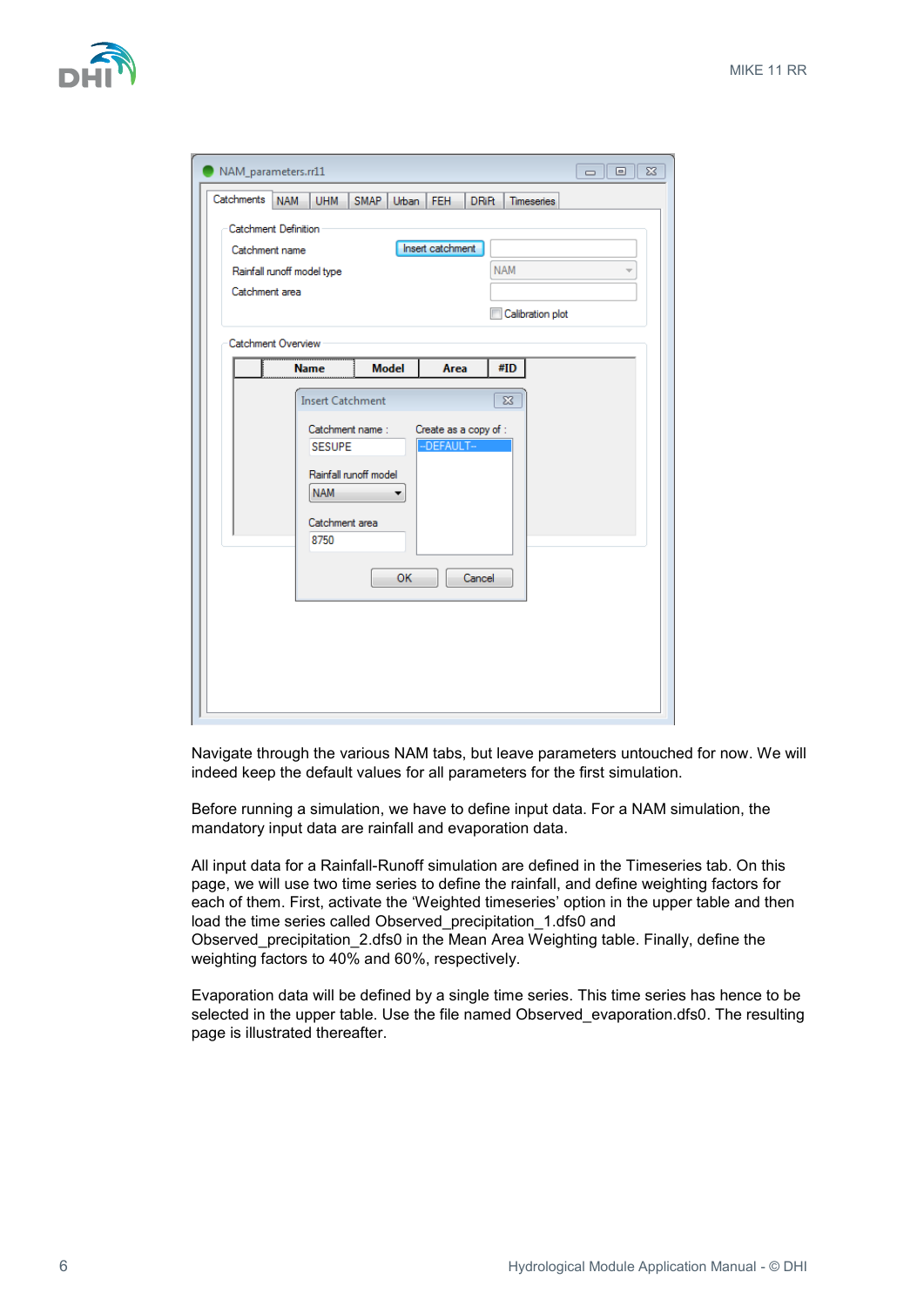Navigate through the various NAM tabs, but leave parameters untouched for now. We will indeed keep the default values for all parameters for the first simulation.

Before running a simulation, we have to define input data. For a NAM simulation, the mandatory input data are rainfall and evaporation data.

All input data for a Rainfall-Runoff simulation are defined in the Timeseries tab. On this page, we will use two time series to define the rainfall, and define weighting factors for each of them. First, activate the 'Weighted timeseries' option in the upper table and then load the time series called Observed_precipitation_1.dfs0 and Observed_precipitation_2.dfs0 in the Mean Area Weighting table. Finally, define the weighting factors to 40% and 60%, respectively.

Evaporation data will be defined by a single time series. This time series has hence to be selected in the upper table. Use the file named Observed_evaporation.dfs0. The resulting page is illustrated thereafter.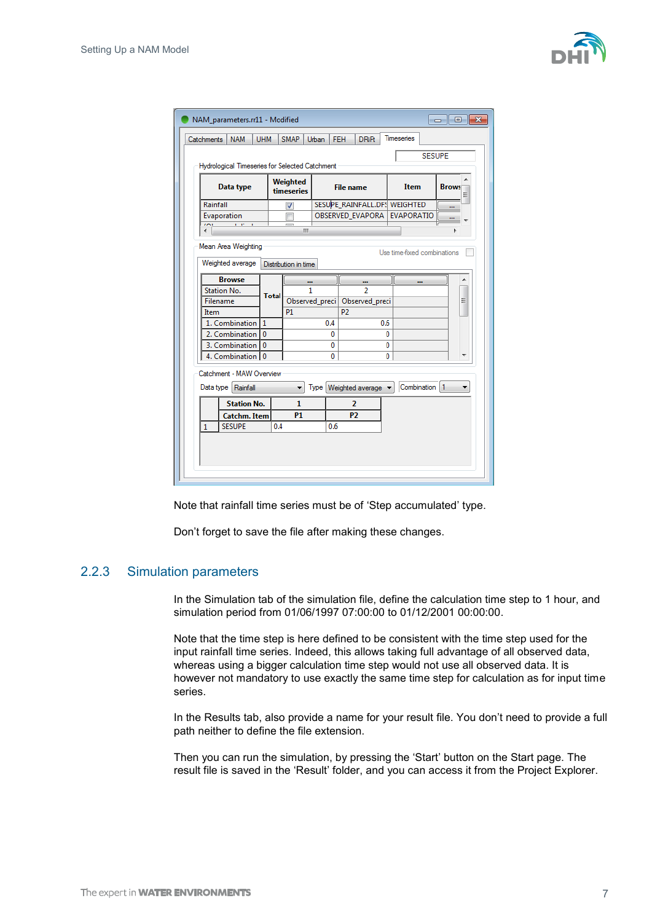Note that rainfall time series must be of 'Step accumulated' type.

Don't forget to save the file after making these changes.

### 2.2.3 Simulation parameters

In the Simulation tab of the simulation file, define the calculation time step to 1 hour, and simulation period from 01/06/1997 07:00:00 to 01/12/2001 00:00:00.

Note that the time step is here defined to be consistent with the time step used for the input rainfall time series. Indeed, this allows taking full advantage of all observed data, whereas using a bigger calculation time step would not use all observed data. It is however not mandatory to use exactly the same time step for calculation as for input time series.

In the Results tab, also provide a name for your result file. You don't need to provide a full path neither to define the file extension.

Then you can run the simulation, by pressing the 'Start' button on the Start page. The result file is saved in the 'Result' folder, and you can access it from the Project Explorer.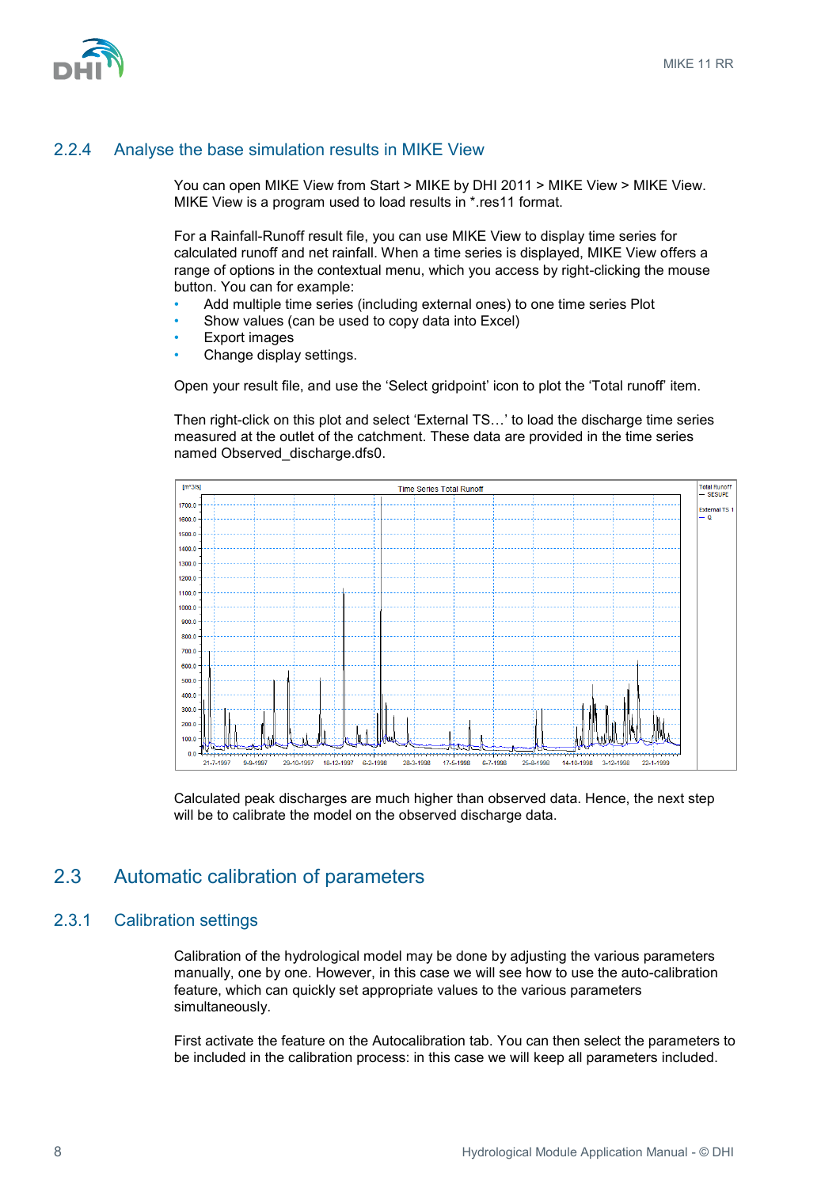### 2.2.4 Analyse the base simulation results in MIKE View

You can open MIKE View from Start > MIKE by DHI 2011 > MIKE View > MIKE View. MIKE View is a program used to load results in *.res11 format.

For a Rainfall-Runoff result file, you can use MIKE View to display time series for calculated runoff and net rainfall. When a time series is displayed, MIKE View offers a range of options in the contextual menu, which you access by right-clicking the mouse button. You can for example:

- Add multiple time series (including external ones) to one time series Plot
- Show values (can be used to copy data into Excel)
- Export images
- Change display settings.

Open your result file, and use the 'Select gridpoint' icon to plot the 'Total runoff' item.

Then right-click on this plot and select 'External TS…' to load the discharge time series measured at the outlet of the catchment. These data are provided in the time series named Observed_discharge.dfs0.

Calculated peak discharges are much higher than observed data. Hence, the next step will be to calibrate the model on the observed discharge data.

## 2.3 Automatic calibration of parameters

### 2.3.1 Calibration settings

Calibration of the hydrological model may be done by adjusting the various parameters manually, one by one. However, in this case we will see how to use the auto-calibration feature, which can quickly set appropriate values to the various parameters simultaneously.

First activate the feature on the Autocalibration tab. You can then select the parameters to be included in the calibration process: in this case we will keep all parameters included.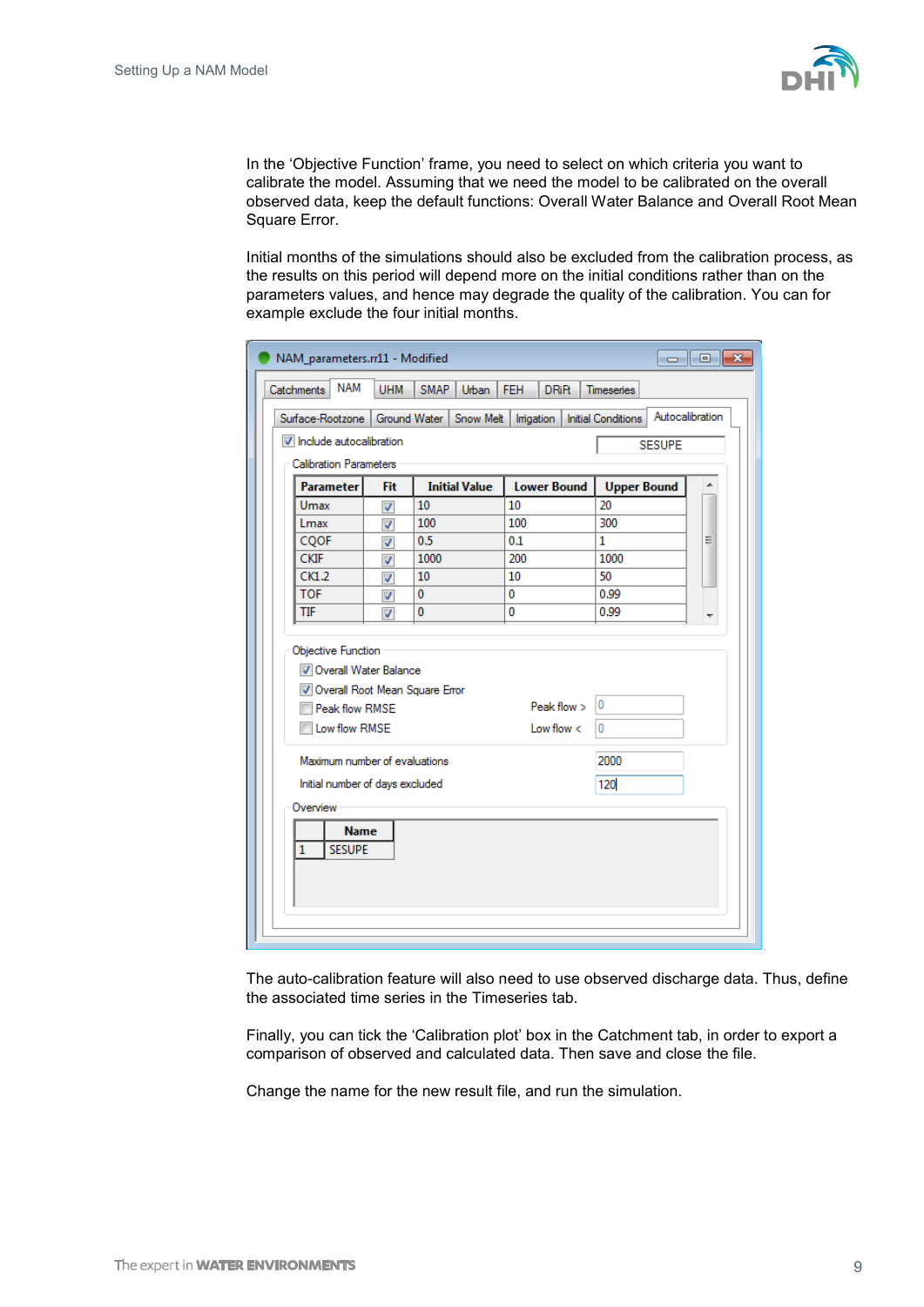In the 'Objective Function' frame, you need to select on which criteria you want to calibrate the model. Assuming that we need the model to be calibrated on the overall observed data, keep the default functions: Overall Water Balance and Overall Root Mean Square Error.

Initial months of the simulations should also be excluded from the calibration process, as the results on this period will depend more on the initial conditions rather than on the parameters values, and hence may degrade the quality of the calibration. You can for example exclude the four initial months.

NAM_parameters.rr11 - Modified

Catchments | NAM | UHM | SMAP | Urban | FEH | DRiFt | Timeseries

Surface-Rootzone | Ground Water | Snow Melt | Irrigation | Initial Conditions | Autocalibration

☑ Include autocalibration — SESUPE

Calibration Parameters

| Parameter | Fit | Initial Value | Lower Bound | Upper Bound |
|---|---|---|---|---|
| Umax | ☑ | 10 | 10 | 20 |
| Lmax | ☑ | 100 | 100 | 300 |
| CQOF | ☑ | 0.5 | 0.1 | 1 |
| CKIF | ☑ | 1000 | 200 | 1000 |
| CK1,2 | ☑ | 10 | 10 | 50 |
| TOF | ☑ | 0 | 0 | 0.99 |
| TIF | ☑ | 0 | 0 | 0.99 |

Objective Function

- ☑ Overall Water Balance
- ☑ Overall Root Mean Square Error
- ☐ Peak flow RMSE — Peak flow > 0
- ☐ Low flow RMSE — Low flow < 0

Maximum number of evaluations: 2000

Initial number of days excluded: 120

Overview

| | Name |
|---|---|
| 1 | SESUPE |

The auto-calibration feature will also need to use observed discharge data. Thus, define the associated time series in the Timeseries tab.

Finally, you can tick the 'Calibration plot' box in the Catchment tab, in order to export a comparison of observed and calculated data. Then save and close the file.

Change the name for the new result file, and run the simulation.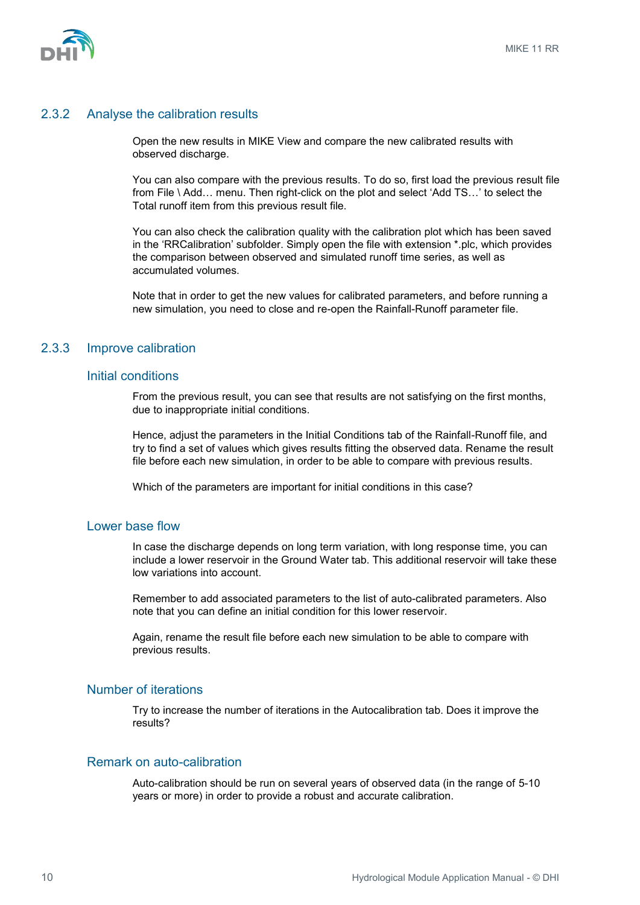### 2.3.2 Analyse the calibration results

Open the new results in MIKE View and compare the new calibrated results with observed discharge.

You can also compare with the previous results. To do so, first load the previous result file from File \ Add… menu. Then right-click on the plot and select ‘Add TS…’ to select the Total runoff item from this previous result file.

You can also check the calibration quality with the calibration plot which has been saved in the ‘RRCalibration’ subfolder. Simply open the file with extension *.plc, which provides the comparison between observed and simulated runoff time series, as well as accumulated volumes.

Note that in order to get the new values for calibrated parameters, and before running a new simulation, you need to close and re-open the Rainfall-Runoff parameter file.

### 2.3.3 Improve calibration

#### Initial conditions

From the previous result, you can see that results are not satisfying on the first months, due to inappropriate initial conditions.

Hence, adjust the parameters in the Initial Conditions tab of the Rainfall-Runoff file, and try to find a set of values which gives results fitting the observed data. Rename the result file before each new simulation, in order to be able to compare with previous results.

Which of the parameters are important for initial conditions in this case?

#### Lower base flow

In case the discharge depends on long term variation, with long response time, you can include a lower reservoir in the Ground Water tab. This additional reservoir will take these low variations into account.

Remember to add associated parameters to the list of auto-calibrated parameters. Also note that you can define an initial condition for this lower reservoir.

Again, rename the result file before each new simulation to be able to compare with previous results.

#### Number of iterations

Try to increase the number of iterations in the Autocalibration tab. Does it improve the results?

#### Remark on auto-calibration

Auto-calibration should be run on several years of observed data (in the range of 5-10 years or more) in order to provide a robust and accurate calibration.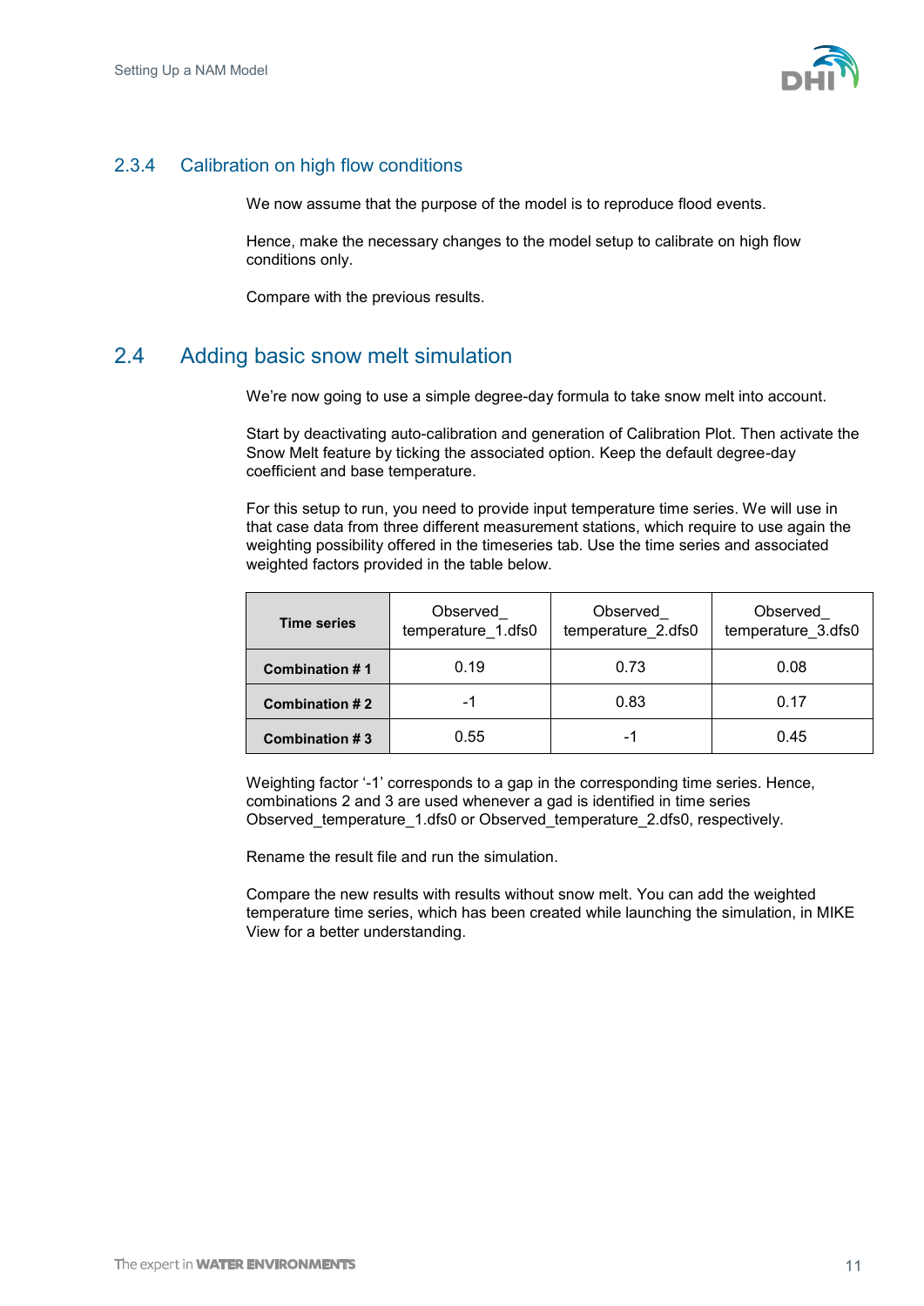### 2.3.4 Calibration on high flow conditions

We now assume that the purpose of the model is to reproduce flood events.

Hence, make the necessary changes to the model setup to calibrate on high flow conditions only.

Compare with the previous results.

## 2.4 Adding basic snow melt simulation

We're now going to use a simple degree-day formula to take snow melt into account.

Start by deactivating auto-calibration and generation of Calibration Plot. Then activate the Snow Melt feature by ticking the associated option. Keep the default degree-day coefficient and base temperature.

For this setup to run, you need to provide input temperature time series. We will use in that case data from three different measurement stations, which require to use again the weighting possibility offered in the timeseries tab. Use the time series and associated weighted factors provided in the table below.

| Time series | Observed_temperature_1.dfs0 | Observed_temperature_2.dfs0 | Observed_temperature_3.dfs0 |
|---|---|---|---|
| **Combination # 1** | 0.19 | 0.73 | 0.08 |
| **Combination # 2** | -1 | 0.83 | 0.17 |
| **Combination # 3** | 0.55 | -1 | 0.45 |

Weighting factor '-1' corresponds to a gap in the corresponding time series. Hence, combinations 2 and 3 are used whenever a gad is identified in time series Observed_temperature_1.dfs0 or Observed_temperature_2.dfs0, respectively.

Rename the result file and run the simulation.

Compare the new results with results without snow melt. You can add the weighted temperature time series, which has been created while launching the simulation, in MIKE View for a better understanding.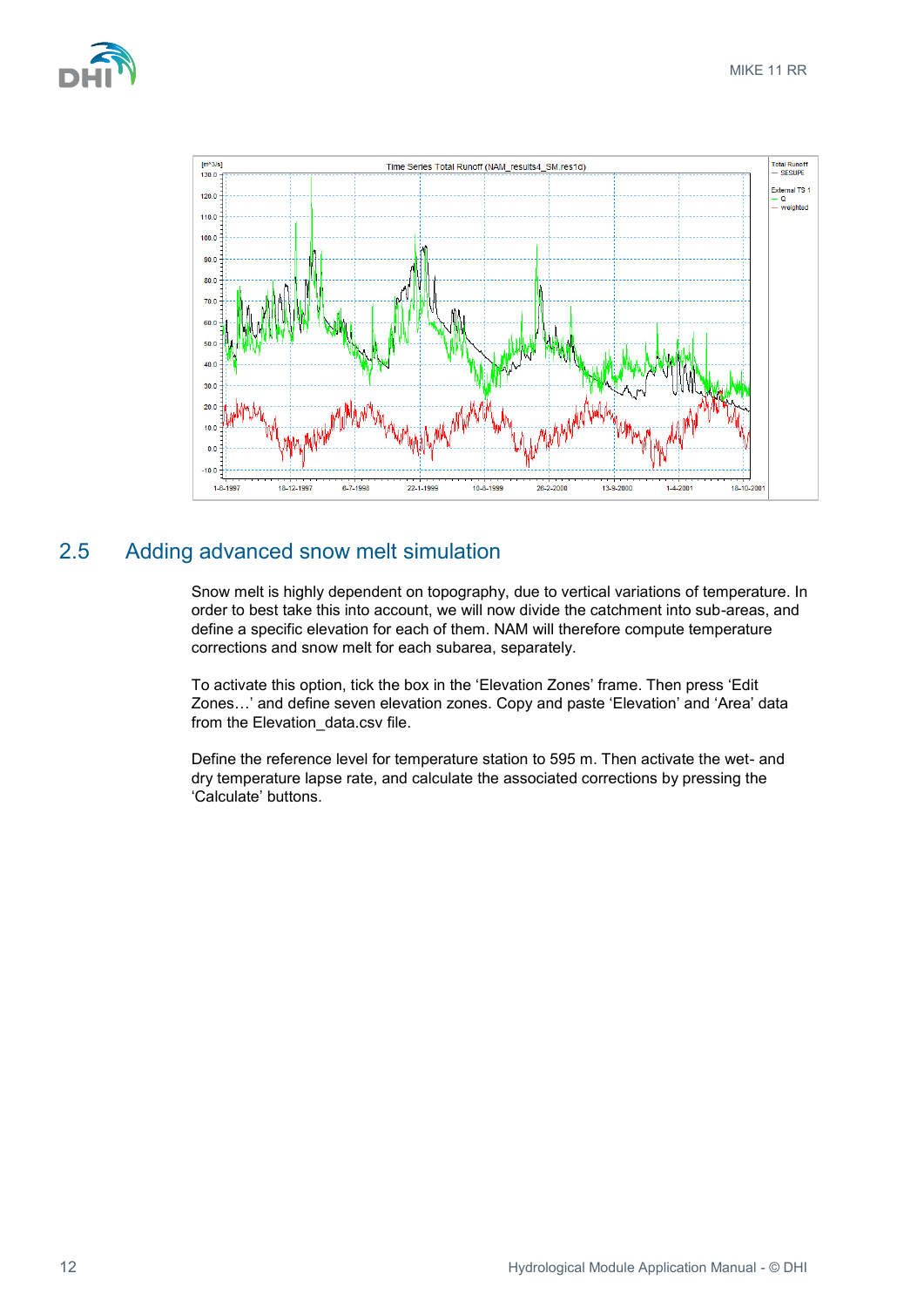## 2.5 Adding advanced snow melt simulation

Snow melt is highly dependent on topography, due to vertical variations of temperature. In order to best take this into account, we will now divide the catchment into sub-areas, and define a specific elevation for each of them. NAM will therefore compute temperature corrections and snow melt for each subarea, separately.

To activate this option, tick the box in the 'Elevation Zones' frame. Then press 'Edit Zones…' and define seven elevation zones. Copy and paste 'Elevation' and 'Area' data from the Elevation_data.csv file.

Define the reference level for temperature station to 595 m. Then activate the wet- and dry temperature lapse rate, and calculate the associated corrections by pressing the 'Calculate' buttons.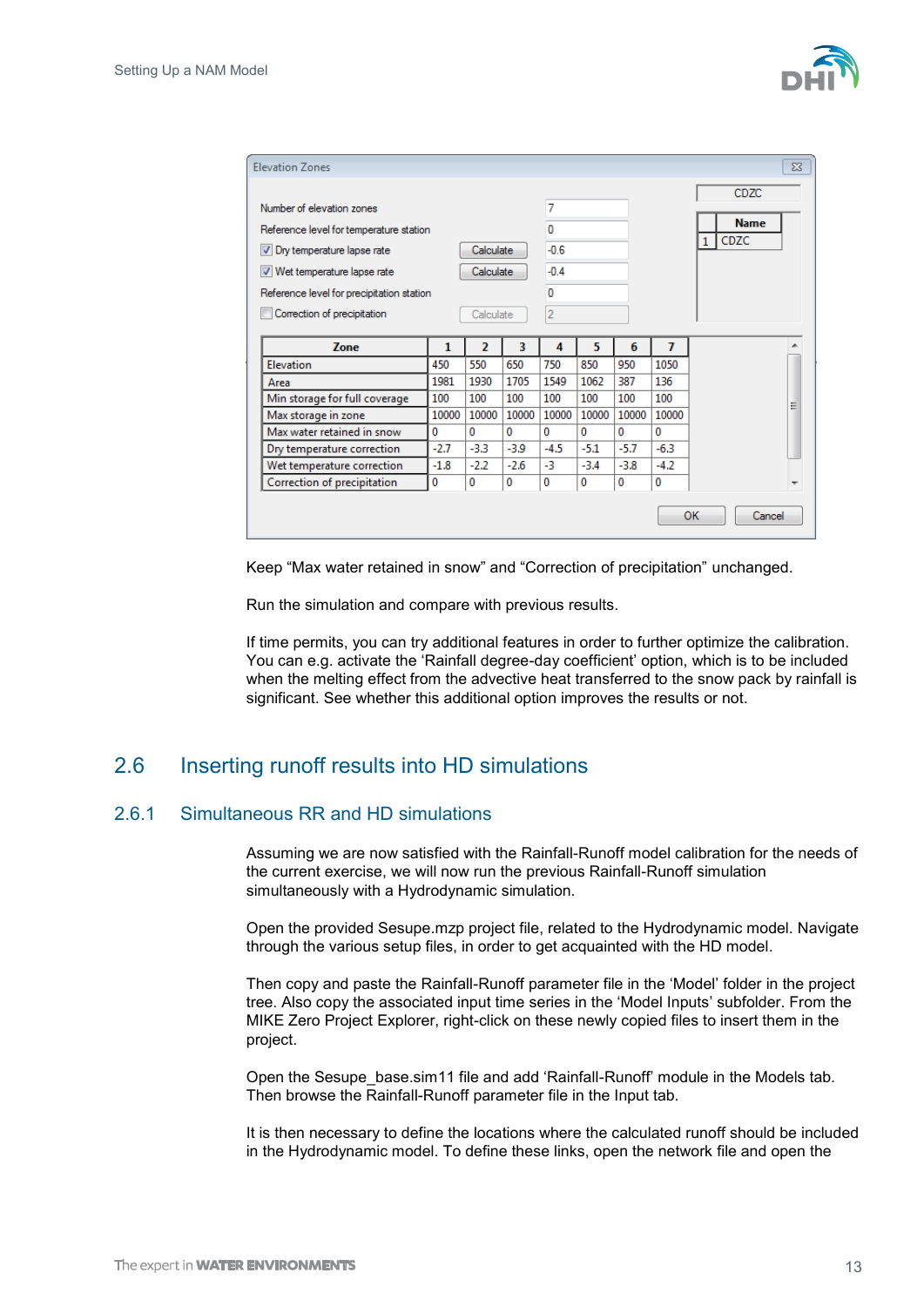Elevation Zones

| | |
|---|---|
| Number of elevation zones | 7 |
| Reference level for temperature station | 0 |
| ☑ Dry temperature lapse rate | -0.6 |
| ☑ Wet temperature lapse rate | -0.4 |
| Reference level for precipitation station | 0 |
| ☐ Correction of precipitation | 2 |

| | Name |
|---|---|
| 1 | CDZC |

| Zone | 1 | 2 | 3 | 4 | 5 | 6 | 7 |
|---|---|---|---|---|---|---|---|
| Elevation | 450 | 550 | 650 | 750 | 850 | 950 | 1050 |
| Area | 1981 | 1930 | 1705 | 1549 | 1062 | 387 | 136 |
| Min storage for full coverage | 100 | 100 | 100 | 100 | 100 | 100 | 100 |
| Max storage in zone | 10000 | 10000 | 10000 | 10000 | 10000 | 10000 | 10000 |
| Max water retained in snow | 0 | 0 | 0 | 0 | 0 | 0 | 0 |
| Dry temperature correction | -2.7 | -3.3 | -3.9 | -4.5 | -5.1 | -5.7 | -6.3 |
| Wet temperature correction | -1.8 | -2.2 | -2.6 | -3 | -3.4 | -3.8 | -4.2 |
| Correction of precipitation | 0 | 0 | 0 | 0 | 0 | 0 | 0 |

Keep “Max water retained in snow” and “Correction of precipitation” unchanged.

Run the simulation and compare with previous results.

If time permits, you can try additional features in order to further optimize the calibration. You can e.g. activate the ‘Rainfall degree-day coefficient’ option, which is to be included when the melting effect from the advective heat transferred to the snow pack by rainfall is significant. See whether this additional option improves the results or not.

## 2.6 Inserting runoff results into HD simulations

### 2.6.1 Simultaneous RR and HD simulations

Assuming we are now satisfied with the Rainfall-Runoff model calibration for the needs of the current exercise, we will now run the previous Rainfall-Runoff simulation simultaneously with a Hydrodynamic simulation.

Open the provided Sesupe.mzp project file, related to the Hydrodynamic model. Navigate through the various setup files, in order to get acquainted with the HD model.

Then copy and paste the Rainfall-Runoff parameter file in the ‘Model’ folder in the project tree. Also copy the associated input time series in the ‘Model Inputs’ subfolder. From the MIKE Zero Project Explorer, right-click on these newly copied files to insert them in the project.

Open the Sesupe_base.sim11 file and add ‘Rainfall-Runoff’ module in the Models tab. Then browse the Rainfall-Runoff parameter file in the Input tab.

It is then necessary to define the locations where the calculated runoff should be included in the Hydrodynamic model. To define these links, open the network file and open the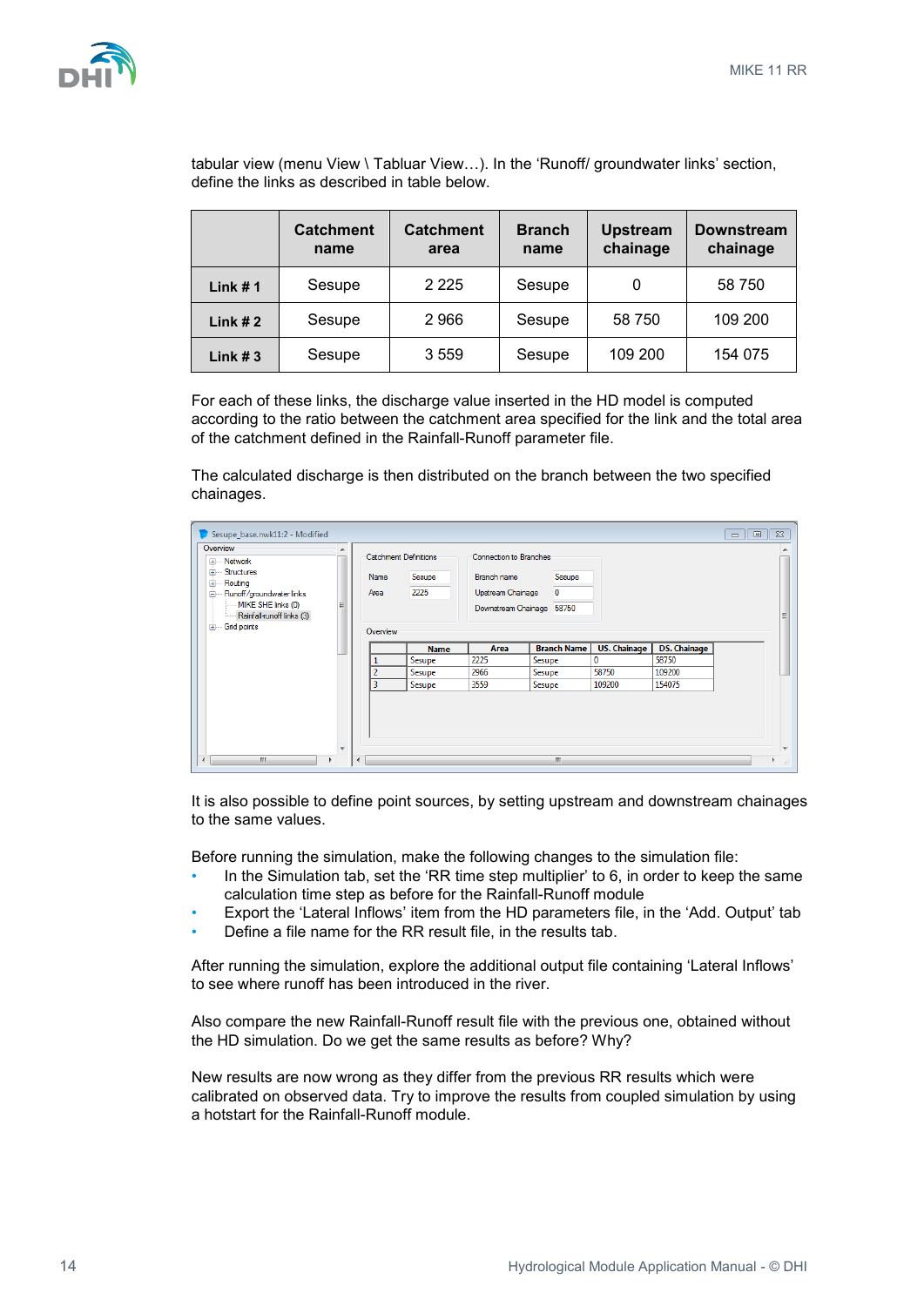tabular view (menu View \ Tabluar View…). In the 'Runoff/ groundwater links' section, define the links as described in table below.

| | Catchment name | Catchment area | Branch name | Upstream chainage | Downstream chainage |
|---|---|---|---|---|---|
| **Link # 1** | Sesupe | 2 225 | Sesupe | 0 | 58 750 |
| **Link # 2** | Sesupe | 2 966 | Sesupe | 58 750 | 109 200 |
| **Link # 3** | Sesupe | 3 559 | Sesupe | 109 200 | 154 075 |

For each of these links, the discharge value inserted in the HD model is computed according to the ratio between the catchment area specified for the link and the total area of the catchment defined in the Rainfall-Runoff parameter file.

The calculated discharge is then distributed on the branch between the two specified chainages.

It is also possible to define point sources, by setting upstream and downstream chainages to the same values.

Before running the simulation, make the following changes to the simulation file:

- In the Simulation tab, set the 'RR time step multiplier' to 6, in order to keep the same calculation time step as before for the Rainfall-Runoff module
- Export the 'Lateral Inflows' item from the HD parameters file, in the 'Add. Output' tab
- Define a file name for the RR result file, in the results tab.

After running the simulation, explore the additional output file containing 'Lateral Inflows' to see where runoff has been introduced in the river.

Also compare the new Rainfall-Runoff result file with the previous one, obtained without the HD simulation. Do we get the same results as before? Why?

New results are now wrong as they differ from the previous RR results which were calibrated on observed data. Try to improve the results from coupled simulation by using a hotstart for the Rainfall-Runoff module.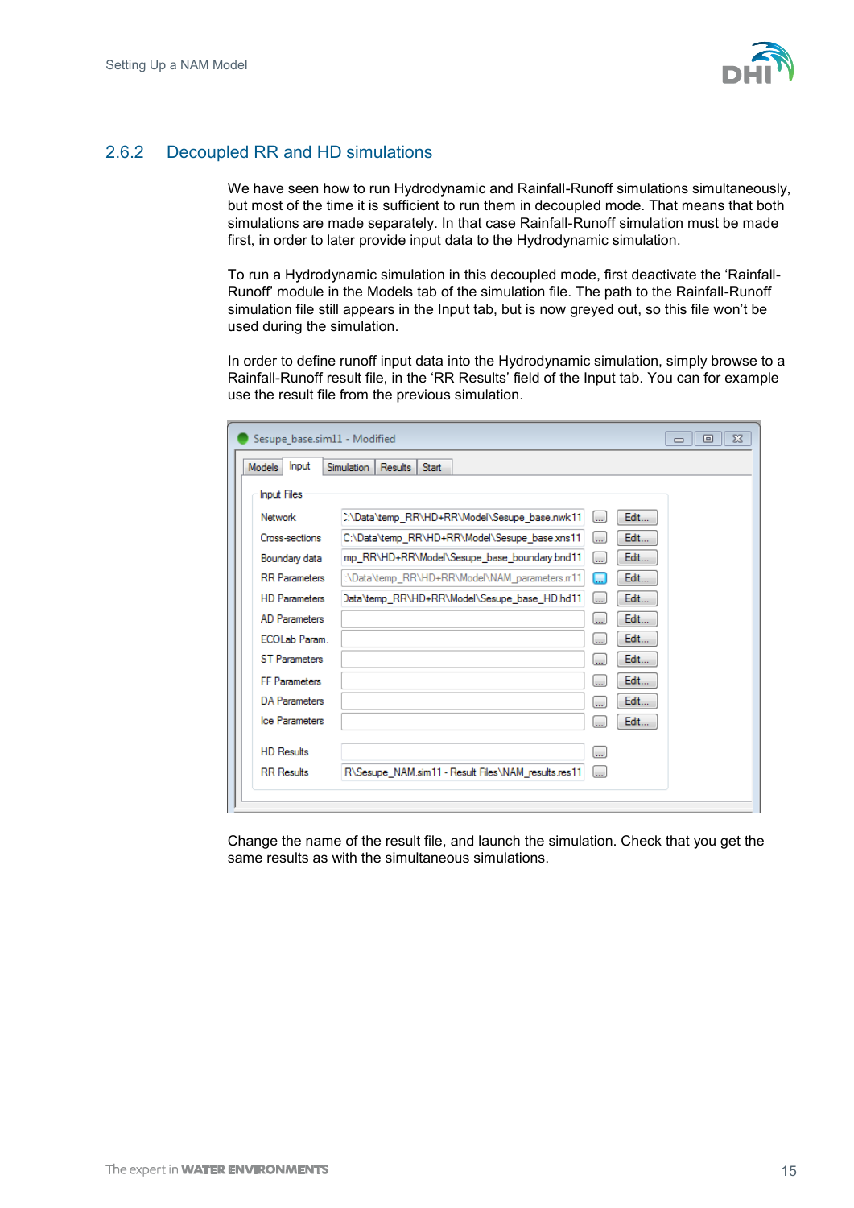## 2.6.2 Decoupled RR and HD simulations

We have seen how to run Hydrodynamic and Rainfall-Runoff simulations simultaneously, but most of the time it is sufficient to run them in decoupled mode. That means that both simulations are made separately. In that case Rainfall-Runoff simulation must be made first, in order to later provide input data to the Hydrodynamic simulation.

To run a Hydrodynamic simulation in this decoupled mode, first deactivate the 'Rainfall-Runoff' module in the Models tab of the simulation file. The path to the Rainfall-Runoff simulation file still appears in the Input tab, but is now greyed out, so this file won't be used during the simulation.

In order to define runoff input data into the Hydrodynamic simulation, simply browse to a Rainfall-Runoff result file, in the 'RR Results' field of the Input tab. You can for example use the result file from the previous simulation.

Change the name of the result file, and launch the simulation. Check that you get the same results as with the simultaneous simulations.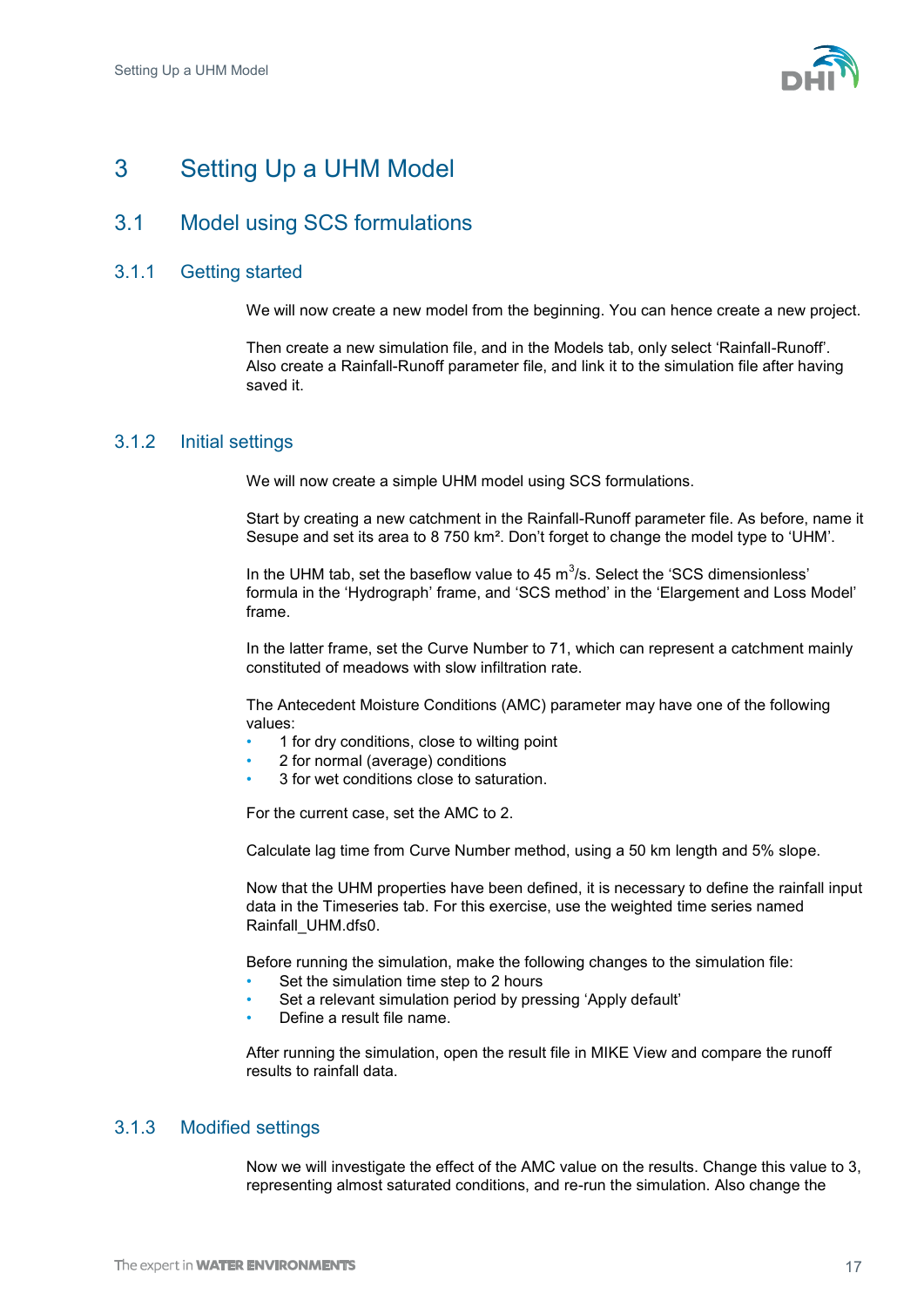# 3 Setting Up a UHM Model

## 3.1 Model using SCS formulations

### 3.1.1 Getting started

We will now create a new model from the beginning. You can hence create a new project.

Then create a new simulation file, and in the Models tab, only select 'Rainfall-Runoff'. Also create a Rainfall-Runoff parameter file, and link it to the simulation file after having saved it.

### 3.1.2 Initial settings

We will now create a simple UHM model using SCS formulations.

Start by creating a new catchment in the Rainfall-Runoff parameter file. As before, name it Sesupe and set its area to 8 750 km². Don't forget to change the model type to 'UHM'.

In the UHM tab, set the baseflow value to 45 $m^3$/s. Select the 'SCS dimensionless' formula in the 'Hydrograph' frame, and 'SCS method' in the 'Elargement and Loss Model' frame.

In the latter frame, set the Curve Number to 71, which can represent a catchment mainly constituted of meadows with slow infiltration rate.

The Antecedent Moisture Conditions (AMC) parameter may have one of the following values:

- 1 for dry conditions, close to wilting point
- 2 for normal (average) conditions
- 3 for wet conditions close to saturation.

For the current case, set the AMC to 2.

Calculate lag time from Curve Number method, using a 50 km length and 5% slope.

Now that the UHM properties have been defined, it is necessary to define the rainfall input data in the Timeseries tab. For this exercise, use the weighted time series named Rainfall_UHM.dfs0.

Before running the simulation, make the following changes to the simulation file:

- Set the simulation time step to 2 hours
- Set a relevant simulation period by pressing 'Apply default'
- Define a result file name.

After running the simulation, open the result file in MIKE View and compare the runoff results to rainfall data.

### 3.1.3 Modified settings

Now we will investigate the effect of the AMC value on the results. Change this value to 3, representing almost saturated conditions, and re-run the simulation. Also change the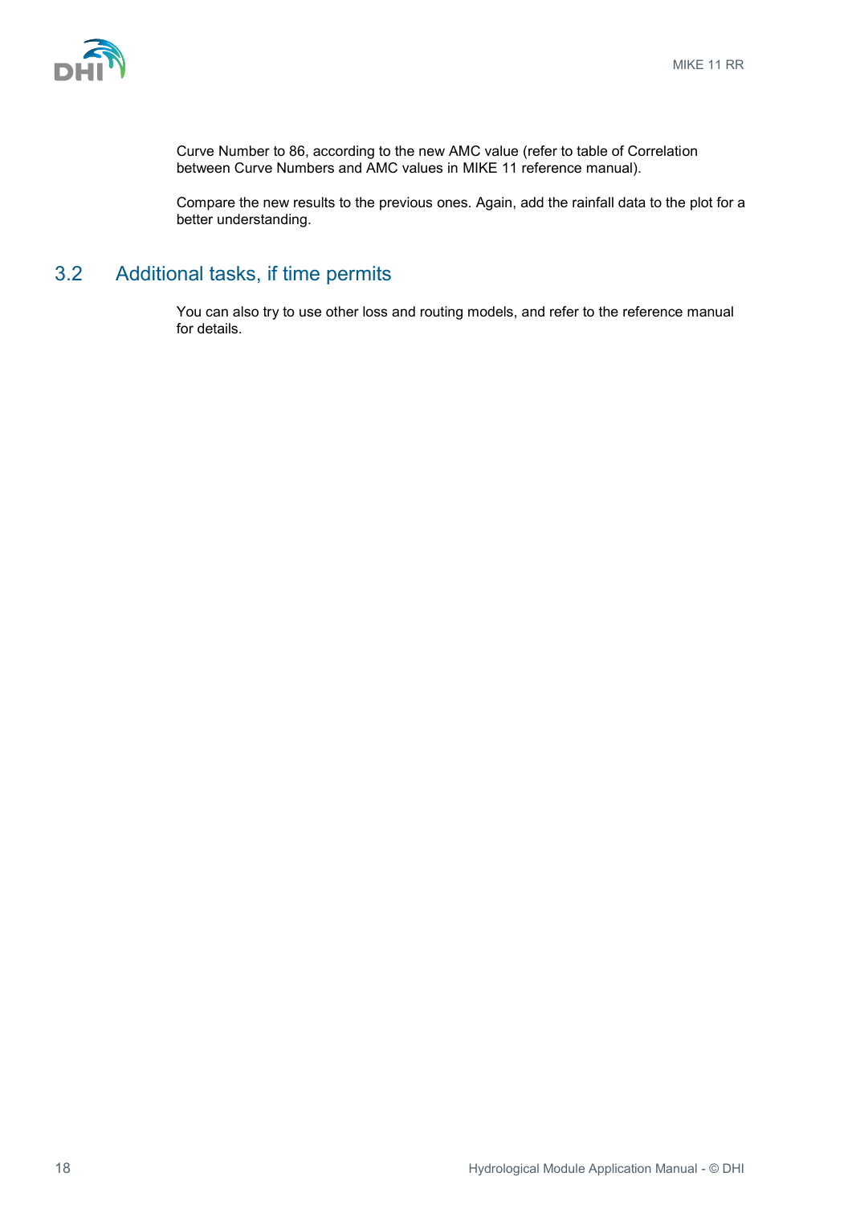Curve Number to 86, according to the new AMC value (refer to table of Correlation between Curve Numbers and AMC values in MIKE 11 reference manual).

Compare the new results to the previous ones. Again, add the rainfall data to the plot for a better understanding.

## 3.2 Additional tasks, if time permits

You can also try to use other loss and routing models, and refer to the reference manual for details.